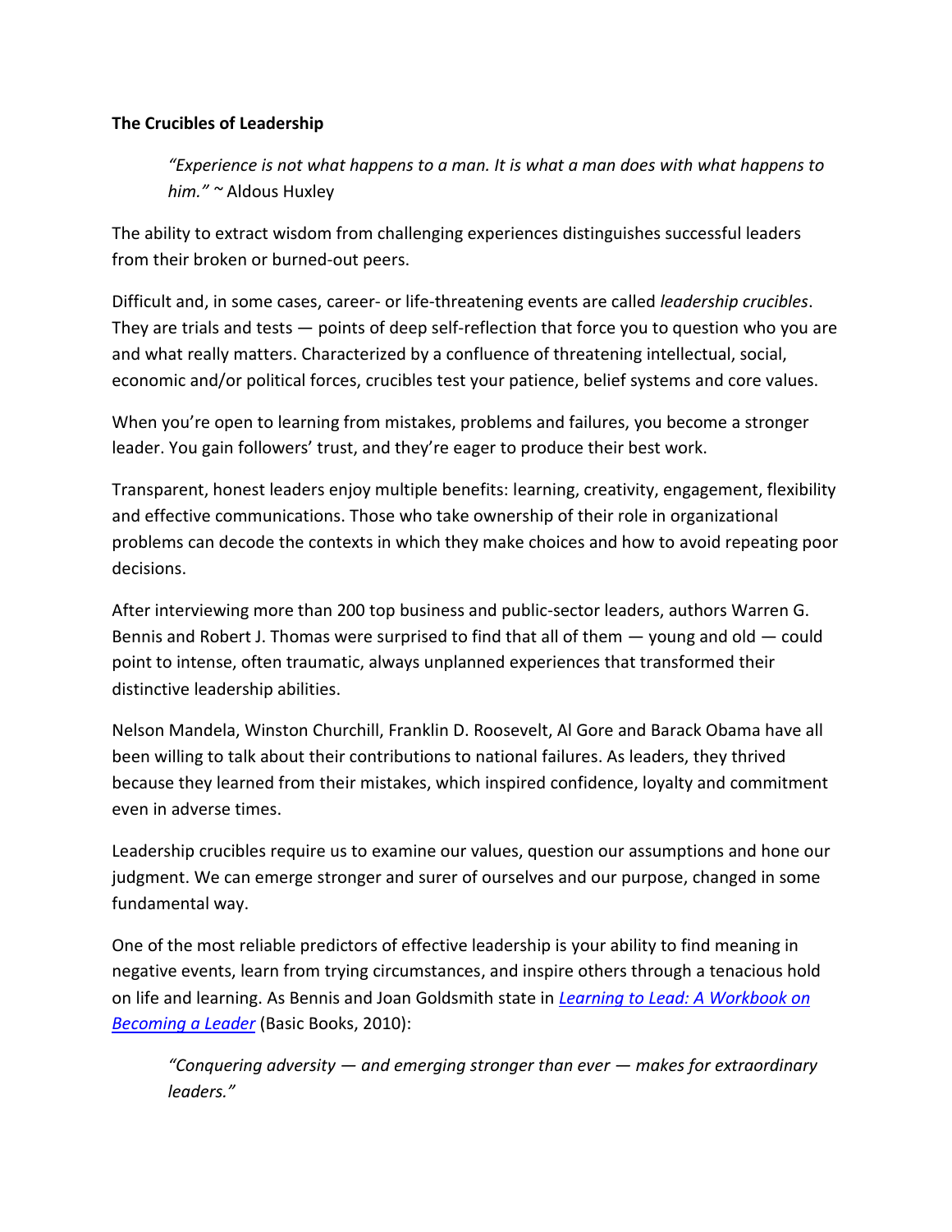**The Crucibles of Leadership**

> *"Experience is not what happens to a man. It is what a man does with what happens to him."* ~ Aldous Huxley

The ability to extract wisdom from challenging experiences distinguishes successful leaders from their broken or burned-out peers.

Difficult and, in some cases, career- or life-threatening events are called *leadership crucibles*. They are trials and tests — points of deep self-reflection that force you to question who you are and what really matters. Characterized by a confluence of threatening intellectual, social, economic and/or political forces, crucibles test your patience, belief systems and core values.

When you're open to learning from mistakes, problems and failures, you become a stronger leader. You gain followers' trust, and they're eager to produce their best work.

Transparent, honest leaders enjoy multiple benefits: learning, creativity, engagement, flexibility and effective communications. Those who take ownership of their role in organizational problems can decode the contexts in which they make choices and how to avoid repeating poor decisions.

After interviewing more than 200 top business and public-sector leaders, authors Warren G. Bennis and Robert J. Thomas were surprised to find that all of them — young and old — could point to intense, often traumatic, always unplanned experiences that transformed their distinctive leadership abilities.

Nelson Mandela, Winston Churchill, Franklin D. Roosevelt, Al Gore and Barack Obama have all been willing to talk about their contributions to national failures. As leaders, they thrived because they learned from their mistakes, which inspired confidence, loyalty and commitment even in adverse times.

Leadership crucibles require us to examine our values, question our assumptions and hone our judgment. We can emerge stronger and surer of ourselves and our purpose, changed in some fundamental way.

One of the most reliable predictors of effective leadership is your ability to find meaning in negative events, learn from trying circumstances, and inspire others through a tenacious hold on life and learning. As Bennis and Joan Goldsmith state in *Learning to Lead: A Workbook on Becoming a Leader* (Basic Books, 2010):

> *"Conquering adversity — and emerging stronger than ever — makes for extraordinary leaders."*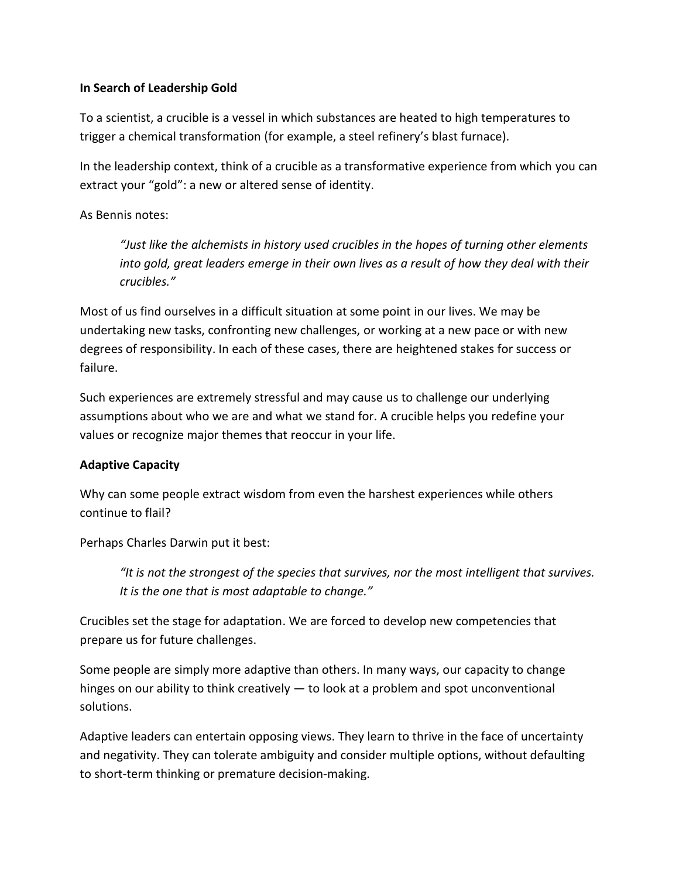**In Search of Leadership Gold**

To a scientist, a crucible is a vessel in which substances are heated to high temperatures to trigger a chemical transformation (for example, a steel refinery's blast furnace).

In the leadership context, think of a crucible as a transformative experience from which you can extract your "gold": a new or altered sense of identity.

As Bennis notes:

> *"Just like the alchemists in history used crucibles in the hopes of turning other elements into gold, great leaders emerge in their own lives as a result of how they deal with their crucibles."*

Most of us find ourselves in a difficult situation at some point in our lives. We may be undertaking new tasks, confronting new challenges, or working at a new pace or with new degrees of responsibility. In each of these cases, there are heightened stakes for success or failure.

Such experiences are extremely stressful and may cause us to challenge our underlying assumptions about who we are and what we stand for. A crucible helps you redefine your values or recognize major themes that reoccur in your life.

**Adaptive Capacity**

Why can some people extract wisdom from even the harshest experiences while others continue to flail?

Perhaps Charles Darwin put it best:

> *"It is not the strongest of the species that survives, nor the most intelligent that survives. It is the one that is most adaptable to change."*

Crucibles set the stage for adaptation. We are forced to develop new competencies that prepare us for future challenges.

Some people are simply more adaptive than others. In many ways, our capacity to change hinges on our ability to think creatively — to look at a problem and spot unconventional solutions.

Adaptive leaders can entertain opposing views. They learn to thrive in the face of uncertainty and negativity. They can tolerate ambiguity and consider multiple options, without defaulting to short-term thinking or premature decision-making.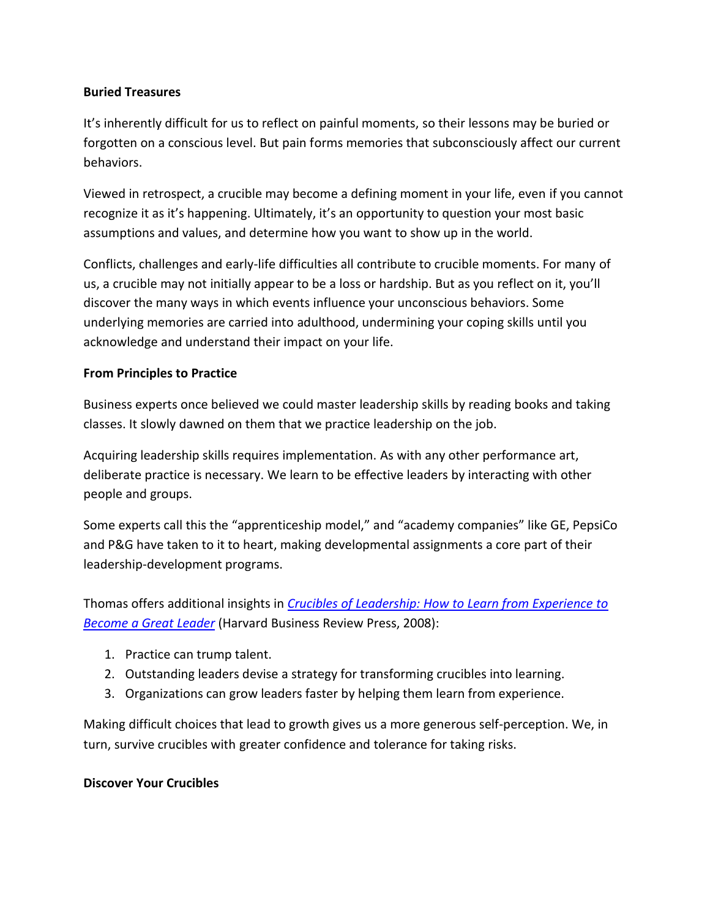**Buried Treasures**

It's inherently difficult for us to reflect on painful moments, so their lessons may be buried or forgotten on a conscious level. But pain forms memories that subconsciously affect our current behaviors.

Viewed in retrospect, a crucible may become a defining moment in your life, even if you cannot recognize it as it's happening. Ultimately, it's an opportunity to question your most basic assumptions and values, and determine how you want to show up in the world.

Conflicts, challenges and early-life difficulties all contribute to crucible moments. For many of us, a crucible may not initially appear to be a loss or hardship. But as you reflect on it, you'll discover the many ways in which events influence your unconscious behaviors. Some underlying memories are carried into adulthood, undermining your coping skills until you acknowledge and understand their impact on your life.

**From Principles to Practice**

Business experts once believed we could master leadership skills by reading books and taking classes. It slowly dawned on them that we practice leadership on the job.

Acquiring leadership skills requires implementation. As with any other performance art, deliberate practice is necessary. We learn to be effective leaders by interacting with other people and groups.

Some experts call this the "apprenticeship model," and "academy companies" like GE, PepsiCo and P&G have taken to it to heart, making developmental assignments a core part of their leadership-development programs.

Thomas offers additional insights in *Crucibles of Leadership: How to Learn from Experience to Become a Great Leader* (Harvard Business Review Press, 2008):

1. Practice can trump talent.
2. Outstanding leaders devise a strategy for transforming crucibles into learning.
3. Organizations can grow leaders faster by helping them learn from experience.

Making difficult choices that lead to growth gives us a more generous self-perception. We, in turn, survive crucibles with greater confidence and tolerance for taking risks.

**Discover Your Crucibles**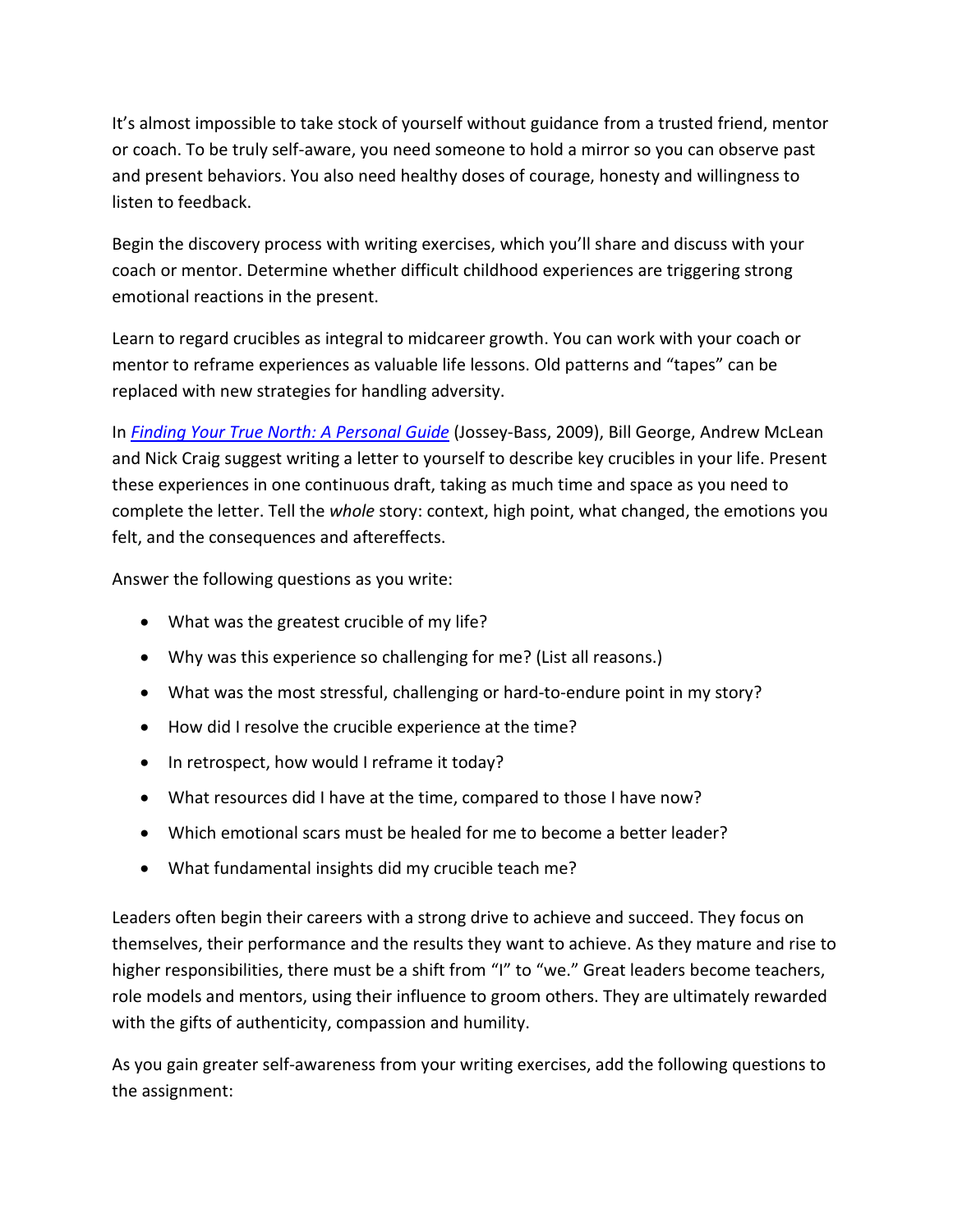It's almost impossible to take stock of yourself without guidance from a trusted friend, mentor or coach. To be truly self-aware, you need someone to hold a mirror so you can observe past and present behaviors. You also need healthy doses of courage, honesty and willingness to listen to feedback.

Begin the discovery process with writing exercises, which you'll share and discuss with your coach or mentor. Determine whether difficult childhood experiences are triggering strong emotional reactions in the present.

Learn to regard crucibles as integral to midcareer growth. You can work with your coach or mentor to reframe experiences as valuable life lessons. Old patterns and "tapes" can be replaced with new strategies for handling adversity.

In *Finding Your True North: A Personal Guide* (Jossey-Bass, 2009), Bill George, Andrew McLean and Nick Craig suggest writing a letter to yourself to describe key crucibles in your life. Present these experiences in one continuous draft, taking as much time and space as you need to complete the letter. Tell the *whole* story: context, high point, what changed, the emotions you felt, and the consequences and aftereffects.

Answer the following questions as you write:

- What was the greatest crucible of my life?
- Why was this experience so challenging for me? (List all reasons.)
- What was the most stressful, challenging or hard-to-endure point in my story?
- How did I resolve the crucible experience at the time?
- In retrospect, how would I reframe it today?
- What resources did I have at the time, compared to those I have now?
- Which emotional scars must be healed for me to become a better leader?
- What fundamental insights did my crucible teach me?

Leaders often begin their careers with a strong drive to achieve and succeed. They focus on themselves, their performance and the results they want to achieve. As they mature and rise to higher responsibilities, there must be a shift from "I" to "we." Great leaders become teachers, role models and mentors, using their influence to groom others. They are ultimately rewarded with the gifts of authenticity, compassion and humility.

As you gain greater self-awareness from your writing exercises, add the following questions to the assignment: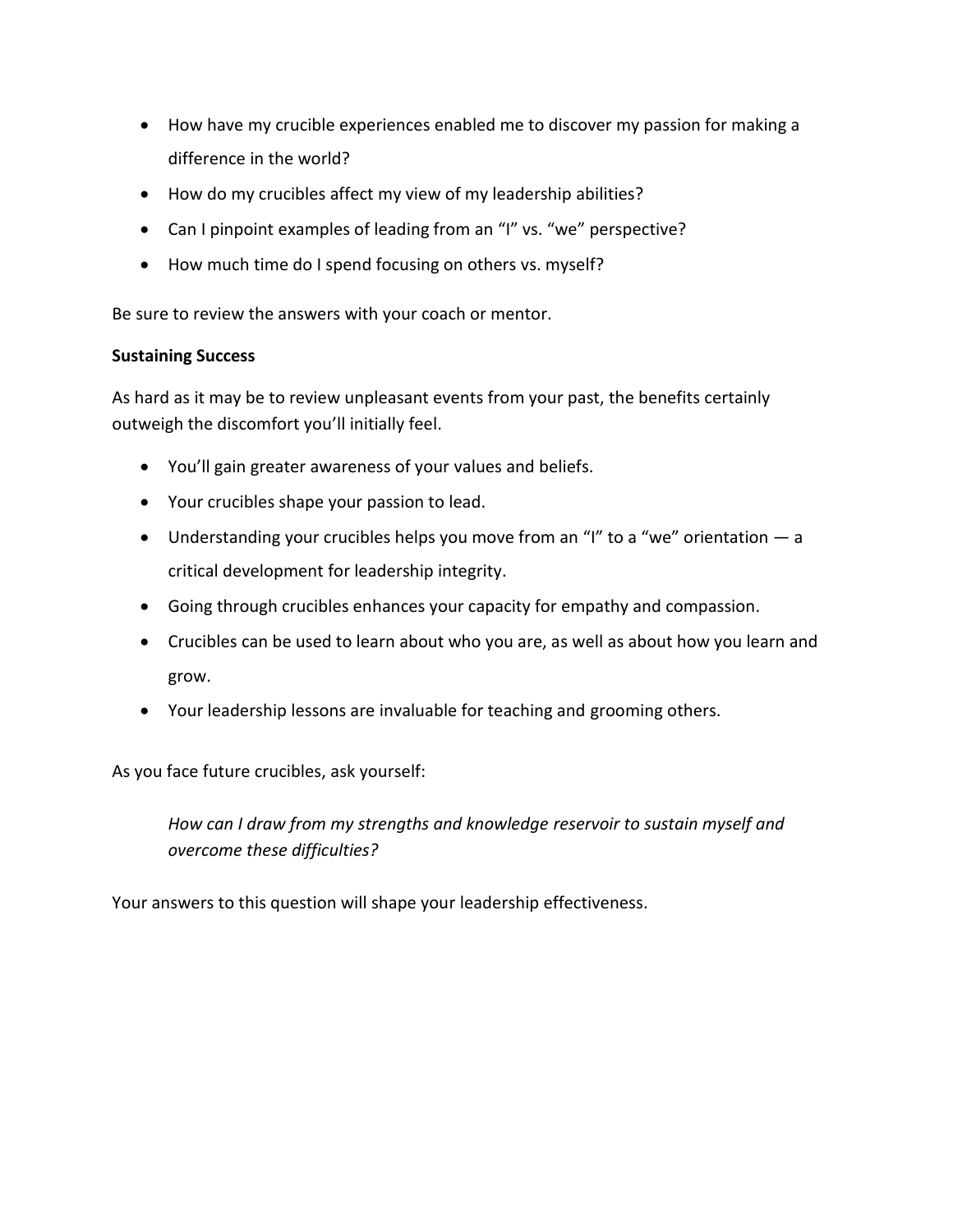- How have my crucible experiences enabled me to discover my passion for making a difference in the world?
- How do my crucibles affect my view of my leadership abilities?
- Can I pinpoint examples of leading from an "I" vs. "we" perspective?
- How much time do I spend focusing on others vs. myself?

Be sure to review the answers with your coach or mentor.

**Sustaining Success**

As hard as it may be to review unpleasant events from your past, the benefits certainly outweigh the discomfort you'll initially feel.

- You'll gain greater awareness of your values and beliefs.
- Your crucibles shape your passion to lead.
- Understanding your crucibles helps you move from an "I" to a "we" orientation — a critical development for leadership integrity.
- Going through crucibles enhances your capacity for empathy and compassion.
- Crucibles can be used to learn about who you are, as well as about how you learn and grow.
- Your leadership lessons are invaluable for teaching and grooming others.

As you face future crucibles, ask yourself:

> *How can I draw from my strengths and knowledge reservoir to sustain myself and overcome these difficulties?*

Your answers to this question will shape your leadership effectiveness.